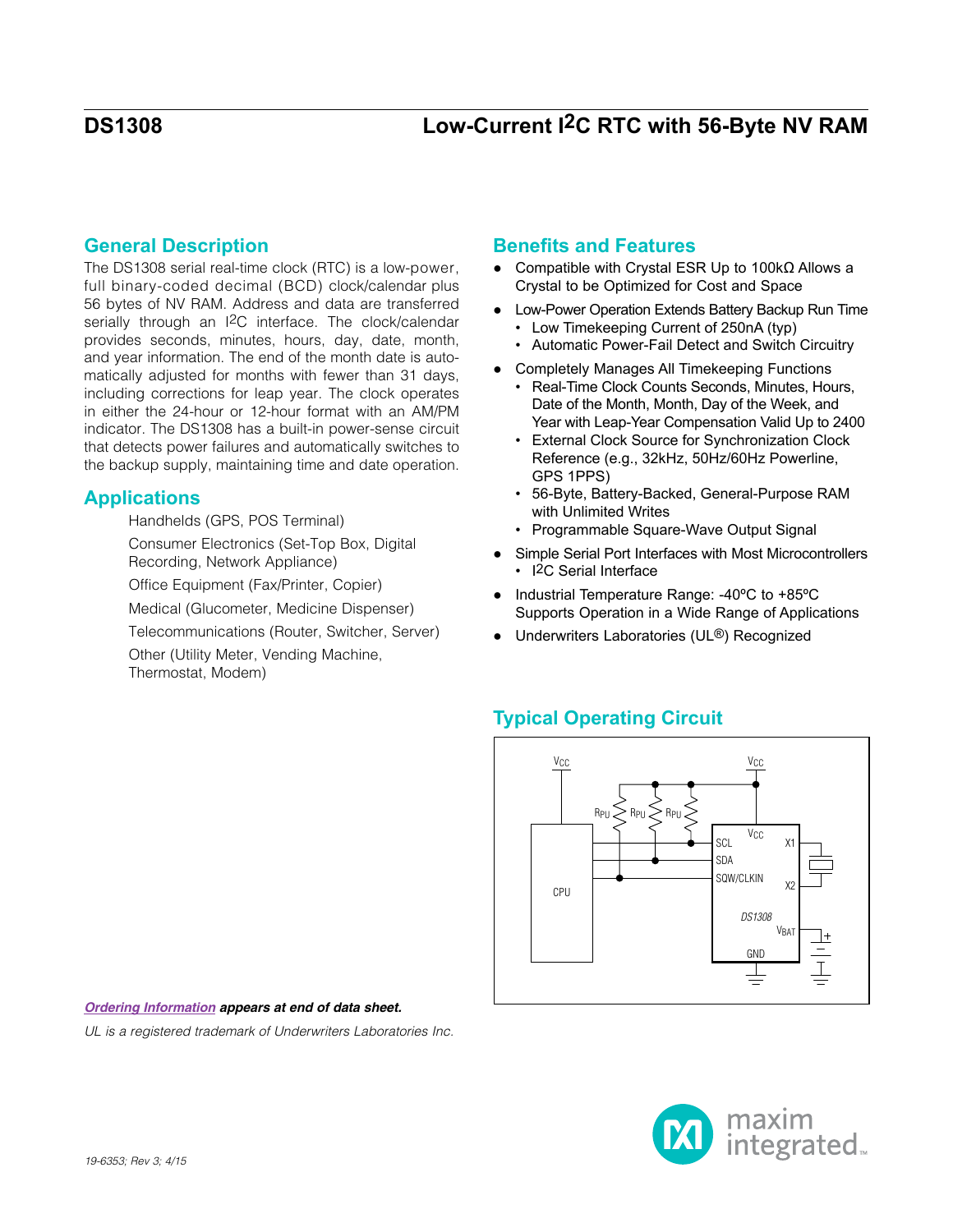# DS1308

## Low-Current I2C RTC with 56-Byte NV RAM

## General Description

The DS1308 serial real-time clock (RTC) is a low-power, full binary-coded decimal (BCD) clock/calendar plus 56 bytes of NV RAM. Address and data are transferred serially through an I2C interface. The clock/calendar provides seconds, minutes, hours, day, date, month, and year information. The end of the month date is automatically adjusted for months with fewer than 31 days, including corrections for leap year. The clock operates in either the 24-hour or 12-hour format with an AM/PM indicator. The DS1308 has a built-in power-sense circuit that detects power failures and automatically switches to the backup supply, maintaining time and date operation.

## Applications

Handhelds (GPS, POS Terminal)

Consumer Electronics (Set-Top Box, Digital Recording, Network Appliance)

Office Equipment (Fax/Printer, Copier)

Medical (Glucometer, Medicine Dispenser)

Telecommunications (Router, Switcher, Server)

Other (Utility Meter, Vending Machine, Thermostat, Modem)

## Benefits and Features

- Compatible with Crystal ESR Up to 100kΩ Allows a Crystal to be Optimized for Cost and Space
- Low-Power Operation Extends Battery Backup Run Time
  - Low Timekeeping Current of 250nA (typ)
  - Automatic Power-Fail Detect and Switch Circuitry
- Completely Manages All Timekeeping Functions
  - Real-Time Clock Counts Seconds, Minutes, Hours, Date of the Month, Month, Day of the Week, and Year with Leap-Year Compensation Valid Up to 2400
  - External Clock Source for Synchronization Clock Reference (e.g., 32kHz, 50Hz/60Hz Powerline, GPS 1PPS)
  - 56-Byte, Battery-Backed, General-Purpose RAM with Unlimited Writes
  - Programmable Square-Wave Output Signal
- Simple Serial Port Interfaces with Most Microcontrollers
  - I2C Serial Interface
- Industrial Temperature Range: -40ºC to +85ºC Supports Operation in a Wide Range of Applications
- Underwriters Laboratories (UL®) Recognized

## Typical Operating Circuit

***Ordering Information** appears at end of data sheet.*

*UL is a registered trademark of Underwriters Laboratories Inc.*

19-6353; Rev 3; 4/15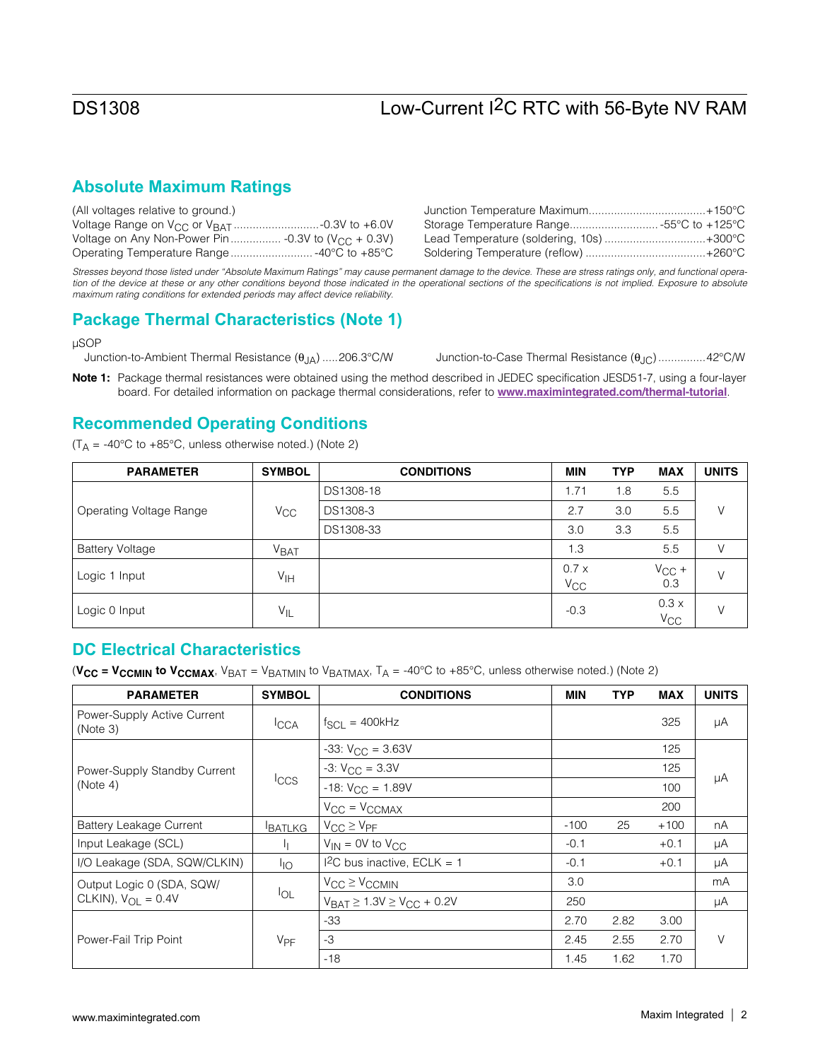## Absolute Maximum Ratings

(All voltages relative to ground.)
Voltage Range on $V_{CC}$ or $V_{BAT}$ ..........................-0.3V to +6.0V
Voltage on Any Non-Power Pin ................ -0.3V to ($V_{CC}$ + 0.3V)
Operating Temperature Range .......................... -40°C to +85°C
Junction Temperature Maximum.....................................+150°C
Storage Temperature Range............................ -55°C to +125°C
Lead Temperature (soldering, 10s) ................................+300°C
Soldering Temperature (reflow) ......................................+260°C

*Stresses beyond those listed under "Absolute Maximum Ratings" may cause permanent damage to the device. These are stress ratings only, and functional operation of the device at these or any other conditions beyond those indicated in the operational sections of the specifications is not implied. Exposure to absolute maximum rating conditions for extended periods may affect device reliability.*

## Package Thermal Characteristics (Note 1)

μSOP
Junction-to-Ambient Thermal Resistance ($\theta_{JA}$) .....206.3°C/W
Junction-to-Case Thermal Resistance ($\theta_{JC}$) ..............42°C/W

**Note 1:** Package thermal resistances were obtained using the method described in JEDEC specification JESD51-7, using a four-layer board. For detailed information on package thermal considerations, refer to **www.maximintegrated.com/thermal-tutorial**.

## Recommended Operating Conditions

($T_A$ = -40°C to +85°C, unless otherwise noted.) (Note 2)

| PARAMETER | SYMBOL | CONDITIONS | MIN | TYP | MAX | UNITS |
|---|---|---|---|---|---|---|
| Operating Voltage Range | $V_{CC}$ | DS1308-18 | 1.71 | 1.8 | 5.5 | V |
| | | DS1308-3 | 2.7 | 3.0 | 5.5 | |
| | | DS1308-33 | 3.0 | 3.3 | 5.5 | |
| Battery Voltage | $V_{BAT}$ | | 1.3 | | 5.5 | V |
| Logic 1 Input | $V_{IH}$ | | 0.7 x $V_{CC}$ | | $V_{CC}$ + 0.3 | V |
| Logic 0 Input | $V_{IL}$ | | -0.3 | | 0.3 x $V_{CC}$ | V |

## DC Electrical Characteristics

(**$V_{CC}$ = $V_{CCMIN}$ to $V_{CCMAX}$**, $V_{BAT}$ = $V_{BATMIN}$ to $V_{BATMAX}$, $T_A$ = -40°C to +85°C, unless otherwise noted.) (Note 2)

| PARAMETER | SYMBOL | CONDITIONS | MIN | TYP | MAX | UNITS |
|---|---|---|---|---|---|---|
| Power-Supply Active Current (Note 3) | $I_{CCA}$ | $f_{SCL}$ = 400kHz | | | 325 | μA |
| Power-Supply Standby Current (Note 4) | $I_{CCS}$ | -33: $V_{CC}$ = 3.63V | | | 125 | μA |
| | | -3: $V_{CC}$ = 3.3V | | | 125 | |
| | | -18: $V_{CC}$ = 1.89V | | | 100 | |
| | | $V_{CC}$ = $V_{CCMAX}$ | | | 200 | |
| Battery Leakage Current | $I_{BATLKG}$ | $V_{CC} \geq V_{PF}$ | -100 | 25 | +100 | nA |
| Input Leakage (SCL) | $I_I$ | $V_{IN}$ = 0V to $V_{CC}$ | -0.1 | | +0.1 | μA |
| I/O Leakage (SDA, SQW/CLKIN) | $I_{IO}$ | I²C bus inactive, ECLK = 1 | -0.1 | | +0.1 | μA |
| Output Logic 0 (SDA, SQW/CLKIN), $V_{OL}$ = 0.4V | $I_{OL}$ | $V_{CC} \geq V_{CCMIN}$ | 3.0 | | | mA |
| | | $V_{BAT} \geq 1.3V \geq V_{CC} + 0.2V$ | 250 | | | μA |
| Power-Fail Trip Point | $V_{PF}$ | -33 | 2.70 | 2.82 | 3.00 | V |
| | | -3 | 2.45 | 2.55 | 2.70 | |
| | | -18 | 1.45 | 1.62 | 1.70 | |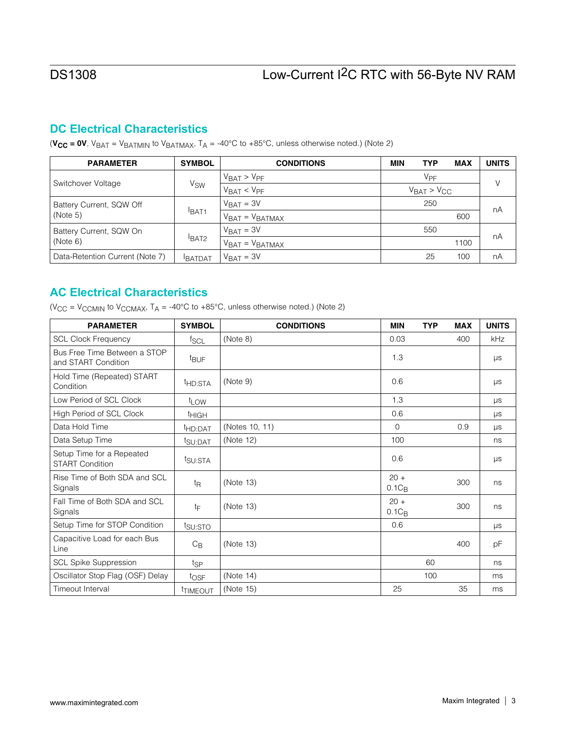## DC Electrical Characteristics

(**$V_{CC}$ = 0V**, $V_{BAT}$ = $V_{BATMIN}$ to $V_{BATMAX}$, $T_A$ = -40°C to +85°C, unless otherwise noted.) (Note 2)

| PARAMETER | SYMBOL | CONDITIONS | MIN | TYP | MAX | UNITS |
|---|---|---|---|---|---|---|
| Switchover Voltage | $V_{SW}$ | $V_{BAT} > V_{PF}$ | | $V_{PF}$ | | V |
| | | $V_{BAT} < V_{PF}$ | | $V_{BAT} > V_{CC}$ | | |
| Battery Current, SQW Off (Note 5) | $I_{BAT1}$ | $V_{BAT}$ = 3V | | 250 | | nA |
| | | $V_{BAT} = V_{BATMAX}$ | | | 600 | |
| Battery Current, SQW On (Note 6) | $I_{BAT2}$ | $V_{BAT}$ = 3V | | 550 | | nA |
| | | $V_{BAT} = V_{BATMAX}$ | | | 1100 | |
| Data-Retention Current (Note 7) | $I_{BATDAT}$ | $V_{BAT}$ = 3V | | 25 | 100 | nA |

## AC Electrical Characteristics

($V_{CC}$ = $V_{CCMIN}$ to $V_{CCMAX}$, $T_A$ = -40°C to +85°C, unless otherwise noted.) (Note 2)

| PARAMETER | SYMBOL | CONDITIONS | MIN | TYP | MAX | UNITS |
|---|---|---|---|---|---|---|
| SCL Clock Frequency | $f_{SCL}$ | (Note 8) | 0.03 | | 400 | kHz |
| Bus Free Time Between a STOP and START Condition | $t_{BUF}$ | | 1.3 | | | µs |
| Hold Time (Repeated) START Condition | $t_{HD:STA}$ | (Note 9) | 0.6 | | | µs |
| Low Period of SCL Clock | $t_{LOW}$ | | 1.3 | | | µs |
| High Period of SCL Clock | $t_{HIGH}$ | | 0.6 | | | µs |
| Data Hold Time | $t_{HD:DAT}$ | (Notes 10, 11) | 0 | | 0.9 | µs |
| Data Setup Time | $t_{SU:DAT}$ | (Note 12) | 100 | | | ns |
| Setup Time for a Repeated START Condition | $t_{SU:STA}$ | | 0.6 | | | µs |
| Rise Time of Both SDA and SCL Signals | $t_R$ | (Note 13) | $20 + 0.1C_B$ | | 300 | ns |
| Fall Time of Both SDA and SCL Signals | $t_F$ | (Note 13) | $20 + 0.1C_B$ | | 300 | ns |
| Setup Time for STOP Condition | $t_{SU:STO}$ | | 0.6 | | | µs |
| Capacitive Load for each Bus Line | $C_B$ | (Note 13) | | | 400 | pF |
| SCL Spike Suppression | $t_{SP}$ | | | 60 | | ns |
| Oscillator Stop Flag (OSF) Delay | $t_{OSF}$ | (Note 14) | | 100 | | ms |
| Timeout Interval | $t_{TIMEOUT}$ | (Note 15) | 25 | | 35 | ms |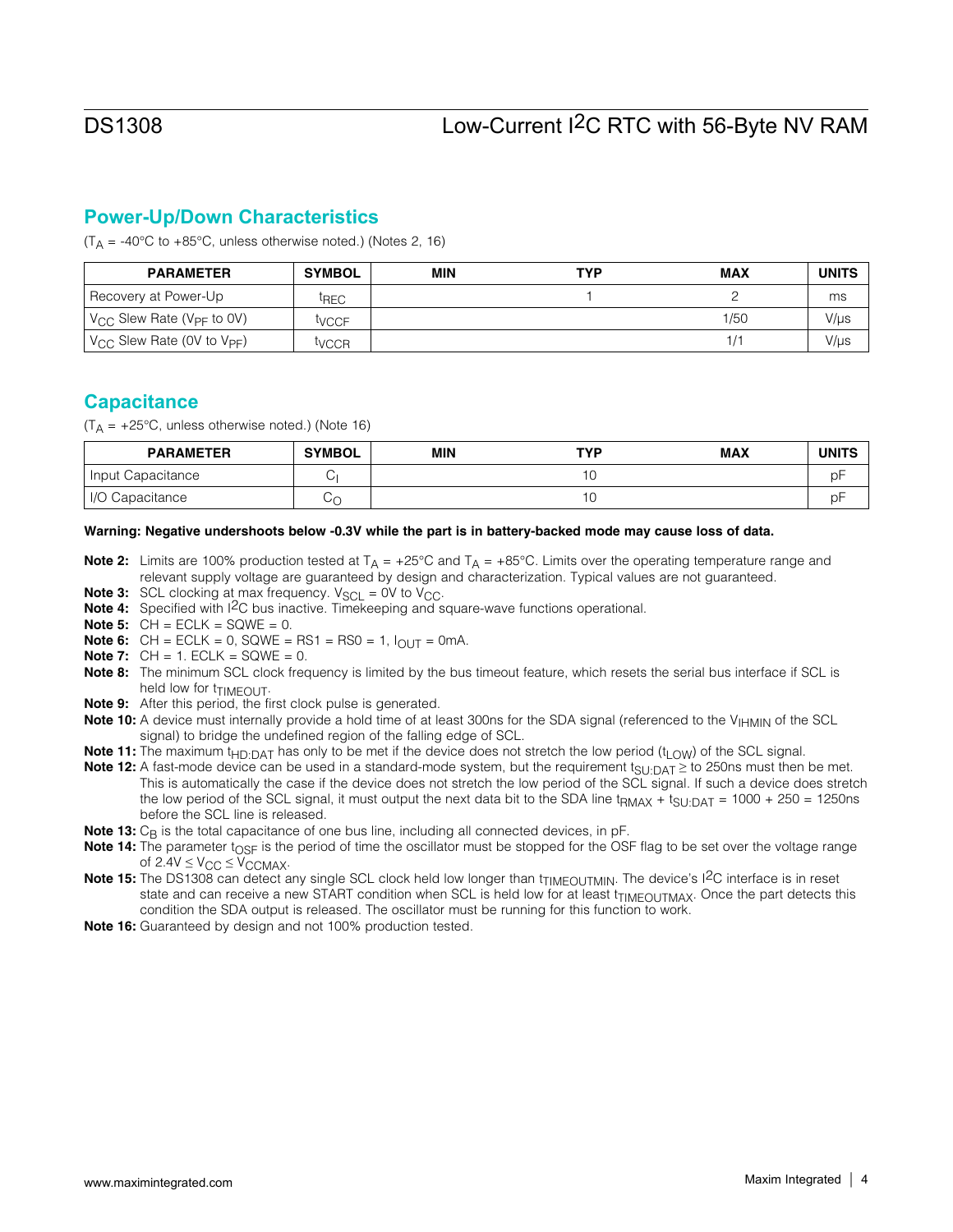## Power-Up/Down Characteristics

($T_A$ = -40°C to +85°C, unless otherwise noted.) (Notes 2, 16)

| PARAMETER | SYMBOL | MIN | TYP | MAX | UNITS |
|---|---|---|---|---|---|
| Recovery at Power-Up | $t_{REC}$ | | 1 | 2 | ms |
| $V_{CC}$ Slew Rate ($V_{PF}$ to 0V) | $t_{VCCF}$ | | | 1/50 | V/µs |
| $V_{CC}$ Slew Rate (0V to $V_{PF}$) | $t_{VCCR}$ | | | 1/1 | V/µs |

## Capacitance

($T_A$ = +25°C, unless otherwise noted.) (Note 16)

| PARAMETER | SYMBOL | MIN | TYP | MAX | UNITS |
|---|---|---|---|---|---|
| Input Capacitance | $C_I$ | | 10 | | pF |
| I/O Capacitance | $C_O$ | | 10 | | pF |

**Warning: Negative undershoots below -0.3V while the part is in battery-backed mode may cause loss of data.**

**Note 2:** Limits are 100% production tested at $T_A$ = +25°C and $T_A$ = +85°C. Limits over the operating temperature range and relevant supply voltage are guaranteed by design and characterization. Typical values are not guaranteed.

**Note 3:** SCL clocking at max frequency. $V_{SCL}$ = 0V to $V_{CC}$.

**Note 4:** Specified with I2C bus inactive. Timekeeping and square-wave functions operational.

**Note 5:** CH = ECLK = SQWE = 0.

**Note 6:** CH = ECLK = 0, SQWE = RS1 = RS0 = 1, $I_{OUT}$ = 0mA.

**Note 7:** CH = 1. ECLK = SQWE = 0.

**Note 8:** The minimum SCL clock frequency is limited by the bus timeout feature, which resets the serial bus interface if SCL is held low for $t_{TIMEOUT}$.

**Note 9:** After this period, the first clock pulse is generated.

**Note 10:** A device must internally provide a hold time of at least 300ns for the SDA signal (referenced to the $V_{IHMIN}$ of the SCL signal) to bridge the undefined region of the falling edge of SCL.

**Note 11:** The maximum $t_{HD:DAT}$ has only to be met if the device does not stretch the low period ($t_{LOW}$) of the SCL signal.

**Note 12:** A fast-mode device can be used in a standard-mode system, but the requirement $t_{SU:DAT} \geq$ to 250ns must then be met. This is automatically the case if the device does not stretch the low period of the SCL signal. If such a device does stretch the low period of the SCL signal, it must output the next data bit to the SDA line $t_{RMAX} + t_{SU:DAT}$ = 1000 + 250 = 1250ns before the SCL line is released.

**Note 13:** $C_B$ is the total capacitance of one bus line, including all connected devices, in pF.

**Note 14:** The parameter $t_{OSF}$ is the period of time the oscillator must be stopped for the OSF flag to be set over the voltage range of 2.4V ≤ $V_{CC}$ ≤ $V_{CCMAX}$.

**Note 15:** The DS1308 can detect any single SCL clock held low longer than $t_{TIMEOUTMIN}$. The device's I2C interface is in reset state and can receive a new START condition when SCL is held low for at least $t_{TIMEOUTMAX}$. Once the part detects this condition the SDA output is released. The oscillator must be running for this function to work.

**Note 16:** Guaranteed by design and not 100% production tested.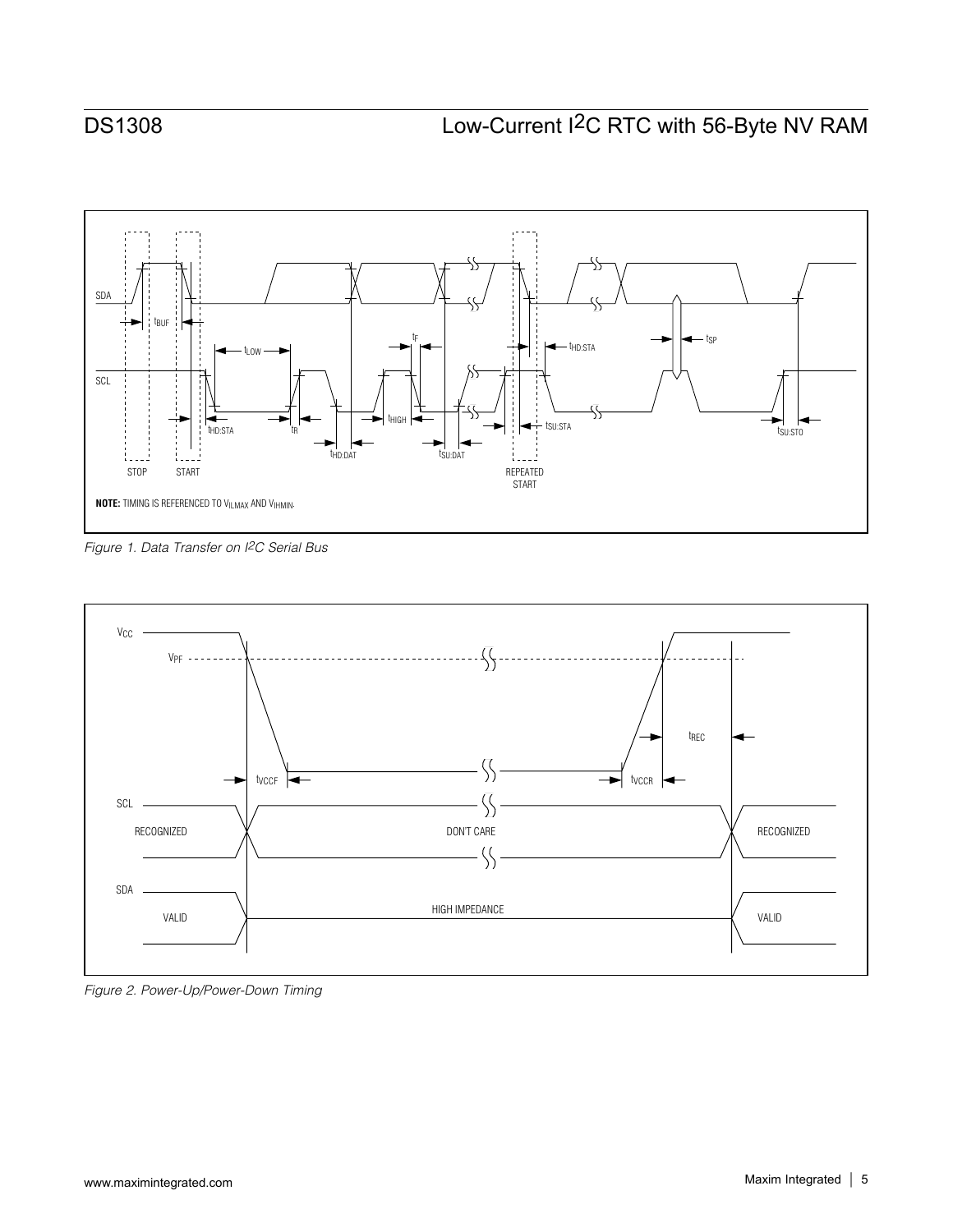NOTE: TIMING IS REFERENCED TO $V_{ILMAX}$ AND $V_{IHMIN}$.

*Figure 1. Data Transfer on I2C Serial Bus*

*Figure 2. Power-Up/Power-Down Timing*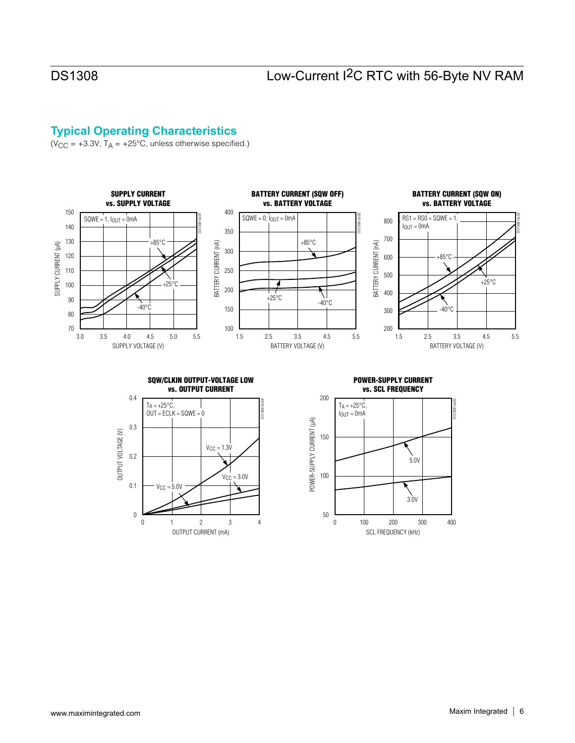## Typical Operating Characteristics

($V_{CC}$ = +3.3V, $T_A$ = +25°C, unless otherwise specified.)

**SUPPLY CURRENT vs. SUPPLY VOLTAGE**

SQWE = 1, $I_{OUT}$ = 0mA

**BATTERY CURRENT (SQW OFF) vs. BATTERY VOLTAGE**

SQWE = 0, $I_{OUT}$ = 0mA

**BATTERY CURRENT (SQW ON) vs. BATTERY VOLTAGE**

RS1 = RS0 = SQWE = 1, $I_{OUT}$ = 0mA

**SQW/CLKIN OUTPUT-VOLTAGE LOW vs. OUTPUT CURRENT**

$T_A$ = +25°C, OUT = ECLK = SQWE = 0

**POWER-SUPPLY CURRENT vs. SCL FREQUENCY**

$T_A$ = +25°C, $I_{OUT}$ = 0mA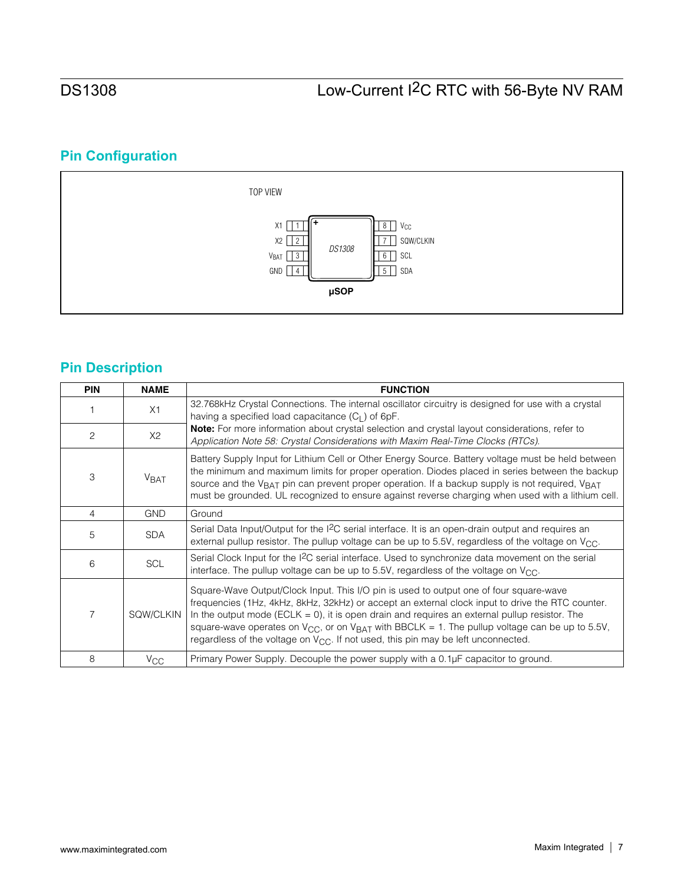## Pin Configuration

TOP VIEW

| Pin | Name | | Pin | Name |
|---|---|---|---|---|
| 1 | X1 | DS1308 | 8 | $V_{CC}$ |
| 2 | X2 | | 7 | SQW/CLKIN |
| 3 | $V_{BAT}$ | | 6 | SCL |
| 4 | GND | | 5 | SDA |

**µSOP**

## Pin Description

| PIN | NAME | FUNCTION |
|---|---|---|
| 1 | X1 | 32.768kHz Crystal Connections. The internal oscillator circuitry is designed for use with a crystal having a specified load capacitance ($C_L$) of 6pF. **Note:** For more information about crystal selection and crystal layout considerations, refer to *Application Note 58: Crystal Considerations with Maxim Real-Time Clocks (RTCs).* |
| 2 | X2 | |
| 3 | $V_{BAT}$ | Battery Supply Input for Lithium Cell or Other Energy Source. Battery voltage must be held between the minimum and maximum limits for proper operation. Diodes placed in series between the backup source and the $V_{BAT}$ pin can prevent proper operation. If a backup supply is not required, $V_{BAT}$ must be grounded. UL recognized to ensure against reverse charging when used with a lithium cell. |
| 4 | GND | Ground |
| 5 | SDA | Serial Data Input/Output for the I²C serial interface. It is an open-drain output and requires an external pullup resistor. The pullup voltage can be up to 5.5V, regardless of the voltage on $V_{CC}$. |
| 6 | SCL | Serial Clock Input for the I²C serial interface. Used to synchronize data movement on the serial interface. The pullup voltage can be up to 5.5V, regardless of the voltage on $V_{CC}$. |
| 7 | SQW/CLKIN | Square-Wave Output/Clock Input. This I/O pin is used to output one of four square-wave frequencies (1Hz, 4kHz, 8kHz, 32kHz) or accept an external clock input to drive the RTC counter. In the output mode (ECLK = 0), it is open drain and requires an external pullup resistor. The square-wave operates on $V_{CC}$, or on $V_{BAT}$ with BBCLK = 1. The pullup voltage can be up to 5.5V, regardless of the voltage on $V_{CC}$. If not used, this pin may be left unconnected. |
| 8 | $V_{CC}$ | Primary Power Supply. Decouple the power supply with a 0.1µF capacitor to ground. |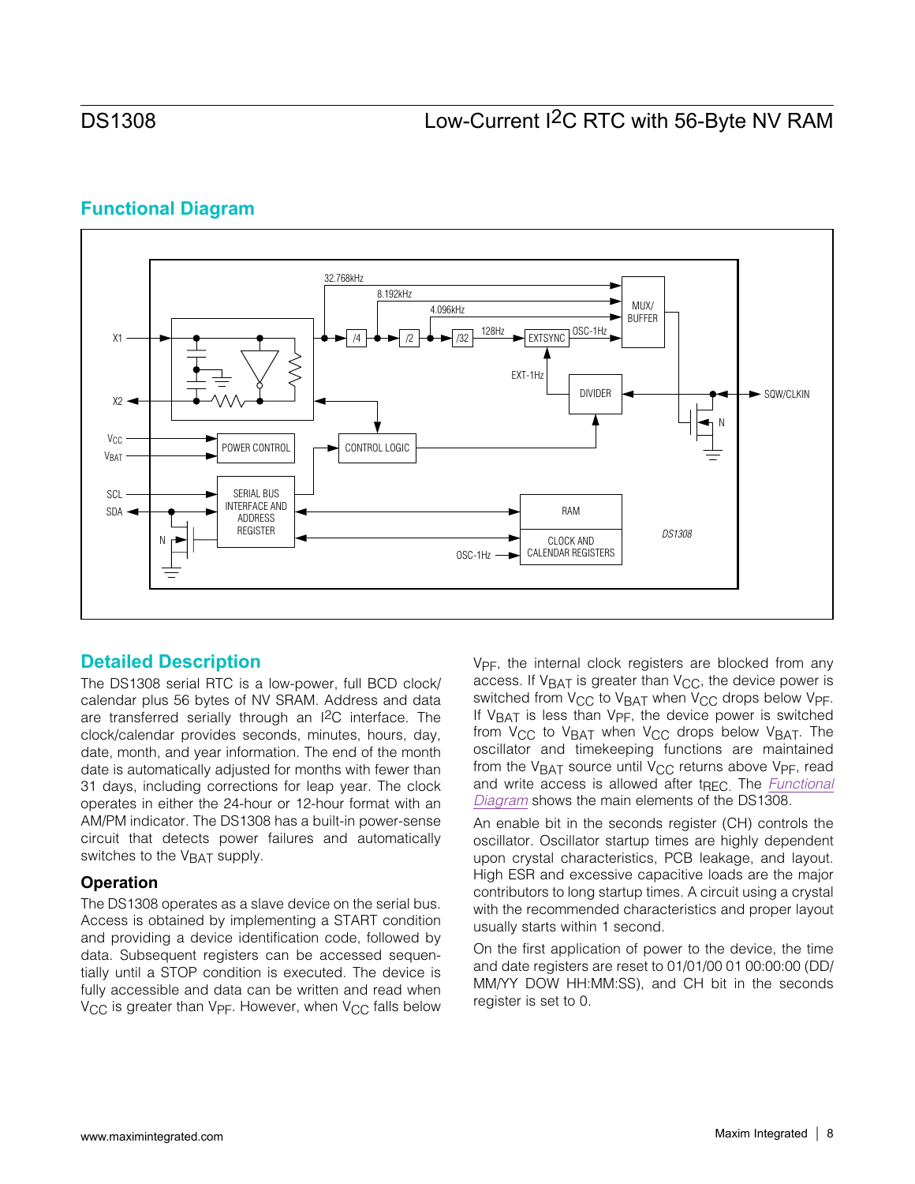## Functional Diagram

## Detailed Description

The DS1308 serial RTC is a low-power, full BCD clock/calendar plus 56 bytes of NV SRAM. Address and data are transferred serially through an I2C interface. The clock/calendar provides seconds, minutes, hours, day, date, month, and year information. The end of the month date is automatically adjusted for months with fewer than 31 days, including corrections for leap year. The clock operates in either the 24-hour or 12-hour format with an AM/PM indicator. The DS1308 has a built-in power-sense circuit that detects power failures and automatically switches to the $V_{BAT}$ supply.

### Operation

The DS1308 operates as a slave device on the serial bus. Access is obtained by implementing a START condition and providing a device identification code, followed by data. Subsequent registers can be accessed sequentially until a STOP condition is executed. The device is fully accessible and data can be written and read when $V_{CC}$ is greater than $V_{PF}$. However, when $V_{CC}$ falls below $V_{PF}$, the internal clock registers are blocked from any access. If $V_{BAT}$ is greater than $V_{CC}$, the device power is switched from $V_{CC}$ to $V_{BAT}$ when $V_{CC}$ drops below $V_{PF}$. If $V_{BAT}$ is less than $V_{PF}$, the device power is switched from $V_{CC}$ to $V_{BAT}$ when $V_{CC}$ drops below $V_{BAT}$. The oscillator and timekeeping functions are maintained from the $V_{BAT}$ source until $V_{CC}$ returns above $V_{PF}$, read and write access is allowed after $t_{REC}$. The *Functional Diagram* shows the main elements of the DS1308.

An enable bit in the seconds register (CH) controls the oscillator. Oscillator startup times are highly dependent upon crystal characteristics, PCB leakage, and layout. High ESR and excessive capacitive loads are the major contributors to long startup times. A circuit using a crystal with the recommended characteristics and proper layout usually starts within 1 second.

On the first application of power to the device, the time and date registers are reset to 01/01/00 01 00:00:00 (DD/MM/YY DOW HH:MM:SS), and CH bit in the seconds register is set to 0.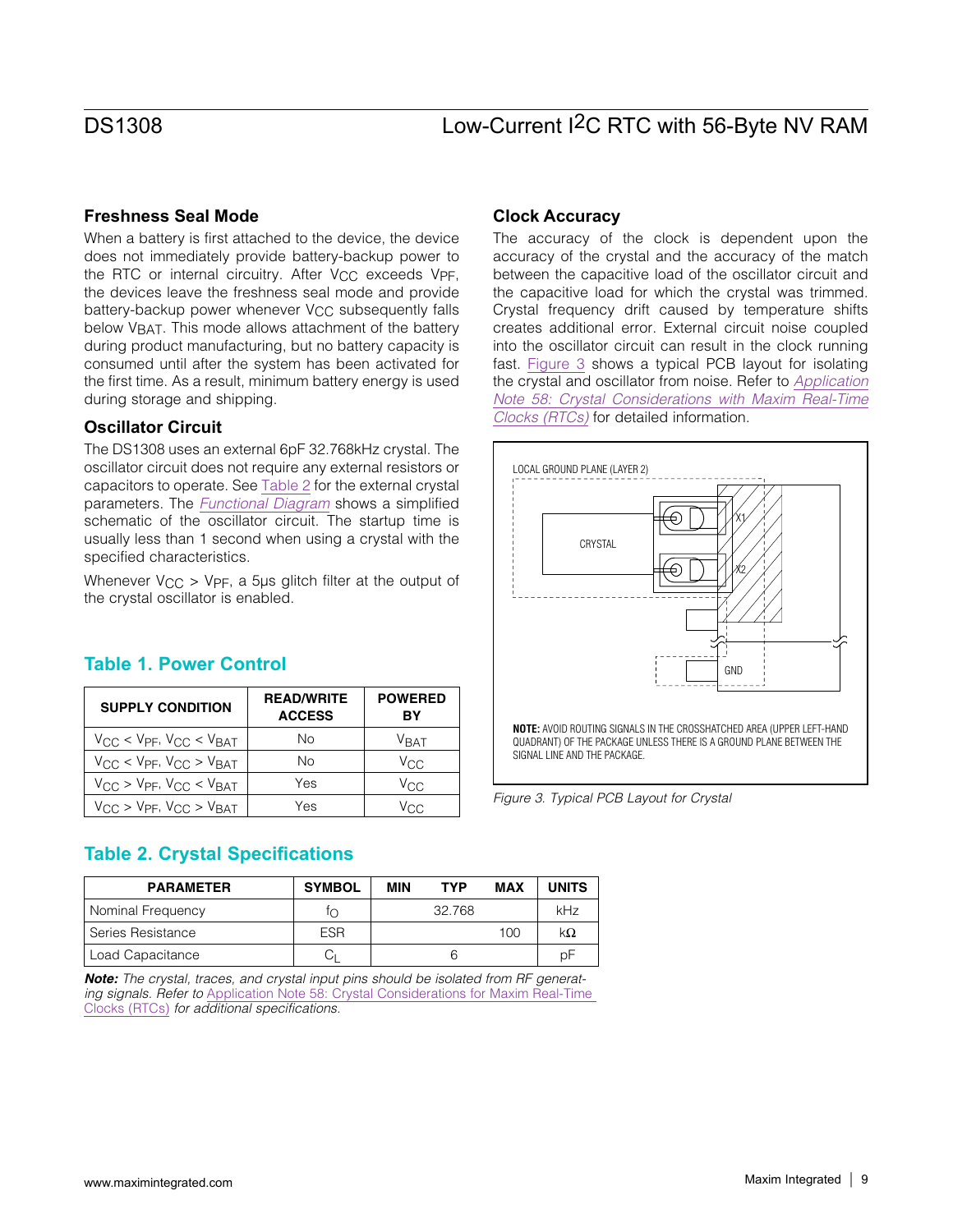## Freshness Seal Mode

When a battery is first attached to the device, the device does not immediately provide battery-backup power to the RTC or internal circuitry. After $V_{CC}$ exceeds $V_{PF}$, the devices leave the freshness seal mode and provide battery-backup power whenever $V_{CC}$ subsequently falls below $V_{BAT}$. This mode allows attachment of the battery during product manufacturing, but no battery capacity is consumed until after the system has been activated for the first time. As a result, minimum battery energy is used during storage and shipping.

## Oscillator Circuit

The DS1308 uses an external 6pF 32.768kHz crystal. The oscillator circuit does not require any external resistors or capacitors to operate. See Table 2 for the external crystal parameters. The *Functional Diagram* shows a simplified schematic of the oscillator circuit. The startup time is usually less than 1 second when using a crystal with the specified characteristics.

Whenever $V_{CC} > V_{PF}$, a 5µs glitch filter at the output of the crystal oscillator is enabled.

## Table 1. Power Control

| SUPPLY CONDITION | READ/WRITE ACCESS | POWERED BY |
|---|---|---|
| $V_{CC} < V_{PF}$, $V_{CC} < V_{BAT}$ | No | $V_{BAT}$ |
| $V_{CC} < V_{PF}$, $V_{CC} > V_{BAT}$ | No | $V_{CC}$ |
| $V_{CC} > V_{PF}$, $V_{CC} < V_{BAT}$ | Yes | $V_{CC}$ |
| $V_{CC} > V_{PF}$, $V_{CC} > V_{BAT}$ | Yes | $V_{CC}$ |

## Table 2. Crystal Specifications

| PARAMETER | SYMBOL | MIN | TYP | MAX | UNITS |
|---|---|---|---|---|---|
| Nominal Frequency | $f_O$ | | 32.768 | | kHz |
| Series Resistance | ESR | | | 100 | kΩ |
| Load Capacitance | $C_L$ | | 6 | | pF |

***Note:*** *The crystal, traces, and crystal input pins should be isolated from RF generating signals. Refer to* Application Note 58: Crystal Considerations for Maxim Real-Time Clocks (RTCs) *for additional specifications.*

## Clock Accuracy

The accuracy of the clock is dependent upon the accuracy of the crystal and the accuracy of the match between the capacitive load of the oscillator circuit and the capacitive load for which the crystal was trimmed. Crystal frequency drift caused by temperature shifts creates additional error. External circuit noise coupled into the oscillator circuit can result in the clock running fast. Figure 3 shows a typical PCB layout for isolating the crystal and oscillator from noise. Refer to *Application Note 58: Crystal Considerations with Maxim Real-Time Clocks (RTCs)* for detailed information.

LOCAL GROUND PLANE (LAYER 2)

CRYSTAL

X1

X2

GND

**NOTE:** AVOID ROUTING SIGNALS IN THE CROSSHATCHED AREA (UPPER LEFT-HAND QUADRANT) OF THE PACKAGE UNLESS THERE IS A GROUND PLANE BETWEEN THE SIGNAL LINE AND THE PACKAGE.

*Figure 3. Typical PCB Layout for Crystal*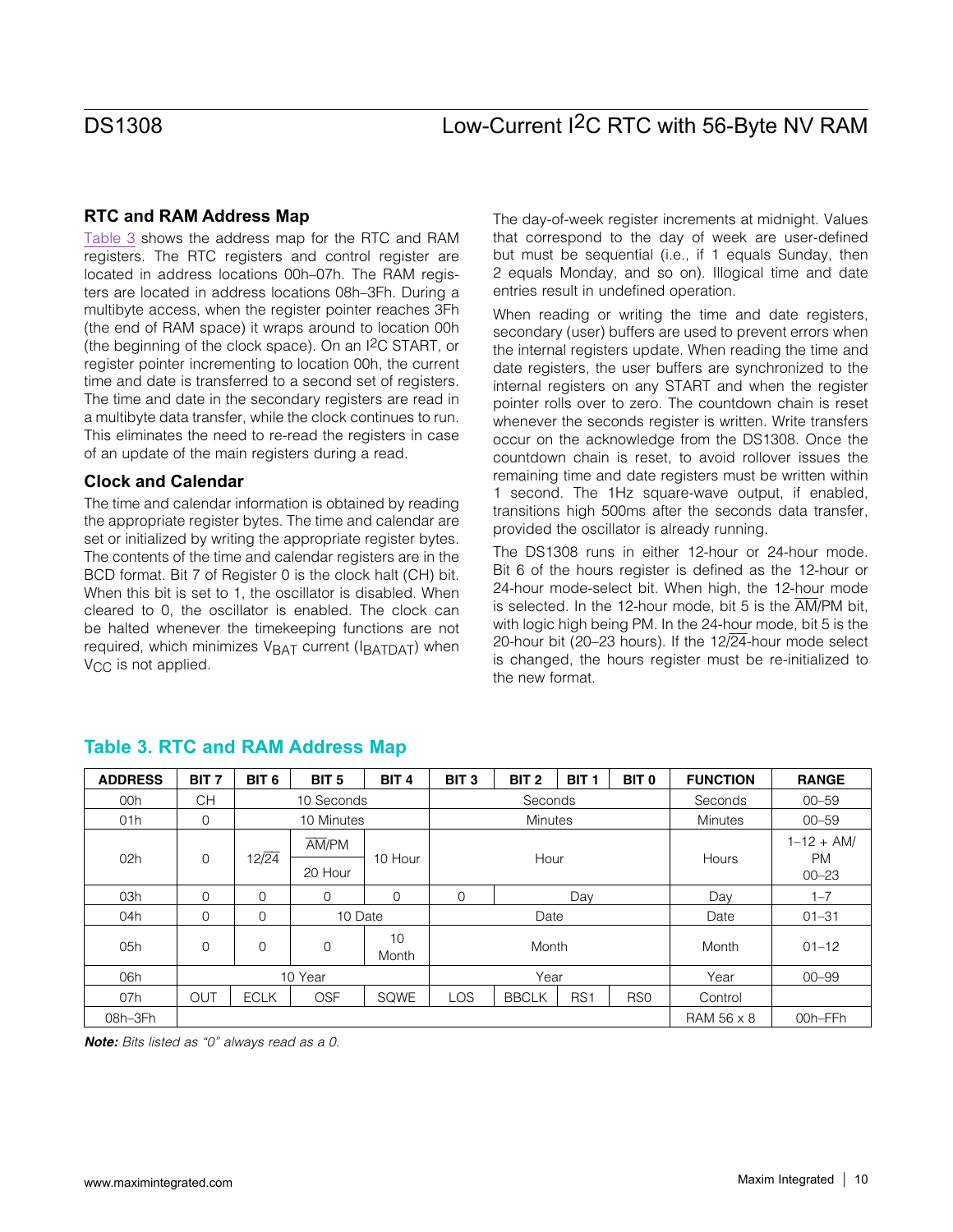## RTC and RAM Address Map

Table 3 shows the address map for the RTC and RAM registers. The RTC registers and control register are located in address locations 00h–07h. The RAM registers are located in address locations 08h–3Fh. During a multibyte access, when the register pointer reaches 3Fh (the end of RAM space) it wraps around to location 00h (the beginning of the clock space). On an I2C START, or register pointer incrementing to location 00h, the current time and date is transferred to a second set of registers. The time and date in the secondary registers are read in a multibyte data transfer, while the clock continues to run. This eliminates the need to re-read the registers in case of an update of the main registers during a read.

## Clock and Calendar

The time and calendar information is obtained by reading the appropriate register bytes. The time and calendar are set or initialized by writing the appropriate register bytes. The contents of the time and calendar registers are in the BCD format. Bit 7 of Register 0 is the clock halt (CH) bit. When this bit is set to 1, the oscillator is disabled. When cleared to 0, the oscillator is enabled. The clock can be halted whenever the timekeeping functions are not required, which minimizes $V_{BAT}$ current ($I_{BATDAT}$) when $V_{CC}$ is not applied.

The day-of-week register increments at midnight. Values that correspond to the day of week are user-defined but must be sequential (i.e., if 1 equals Sunday, then 2 equals Monday, and so on). Illogical time and date entries result in undefined operation.

When reading or writing the time and date registers, secondary (user) buffers are used to prevent errors when the internal registers update. When reading the time and date registers, the user buffers are synchronized to the internal registers on any START and when the register pointer rolls over to zero. The countdown chain is reset whenever the seconds register is written. Write transfers occur on the acknowledge from the DS1308. Once the countdown chain is reset, to avoid rollover issues the remaining time and date registers must be written within 1 second. The 1Hz square-wave output, if enabled, transitions high 500ms after the seconds data transfer, provided the oscillator is already running.

The DS1308 runs in either 12-hour or 24-hour mode. Bit 6 of the hours register is defined as the 12-hour or 24-hour mode-select bit. When high, the 12-hour mode is selected. In the 12-hour mode, bit 5 is the $\overline{AM}$/PM bit, with logic high being PM. In the 24-hour mode, bit 5 is the 20-hour bit (20–23 hours). If the 12/$\overline{24}$-hour mode select is changed, the hours register must be re-initialized to the new format.

### Table 3. RTC and RAM Address Map

| ADDRESS | BIT 7 | BIT 6 | BIT 5 | BIT 4 | BIT 3 | BIT 2 | BIT 1 | BIT 0 | FUNCTION | RANGE |
|---|---|---|---|---|---|---|---|---|---|---|
| 00h | CH | 10 Seconds | | | Seconds | | | | Seconds | 00–59 |
| 01h | 0 | 10 Minutes | | | Minutes | | | | Minutes | 00–59 |
| 02h | 0 | 12/$\overline{24}$ | $\overline{AM}$/PM / 20 Hour | 10 Hour | Hour | | | | Hours | 1–12 + $\overline{AM}$/PM 00–23 |
| 03h | 0 | 0 | 0 | 0 | 0 | Day | | | Day | 1–7 |
| 04h | 0 | 0 | 10 Date | | Date | | | | Date | 01–31 |
| 05h | 0 | 0 | 0 | 10 Month | Month | | | | Month | 01–12 |
| 06h | 10 Year | | | | Year | | | | Year | 00–99 |
| 07h | OUT | ECLK | OSF | SQWE | LOS | BBCLK | RS1 | RS0 | Control | |
| 08h–3Fh | | | | | | | | | RAM 56 x 8 | 00h–FFh |

***Note:*** *Bits listed as "0" always read as a 0.*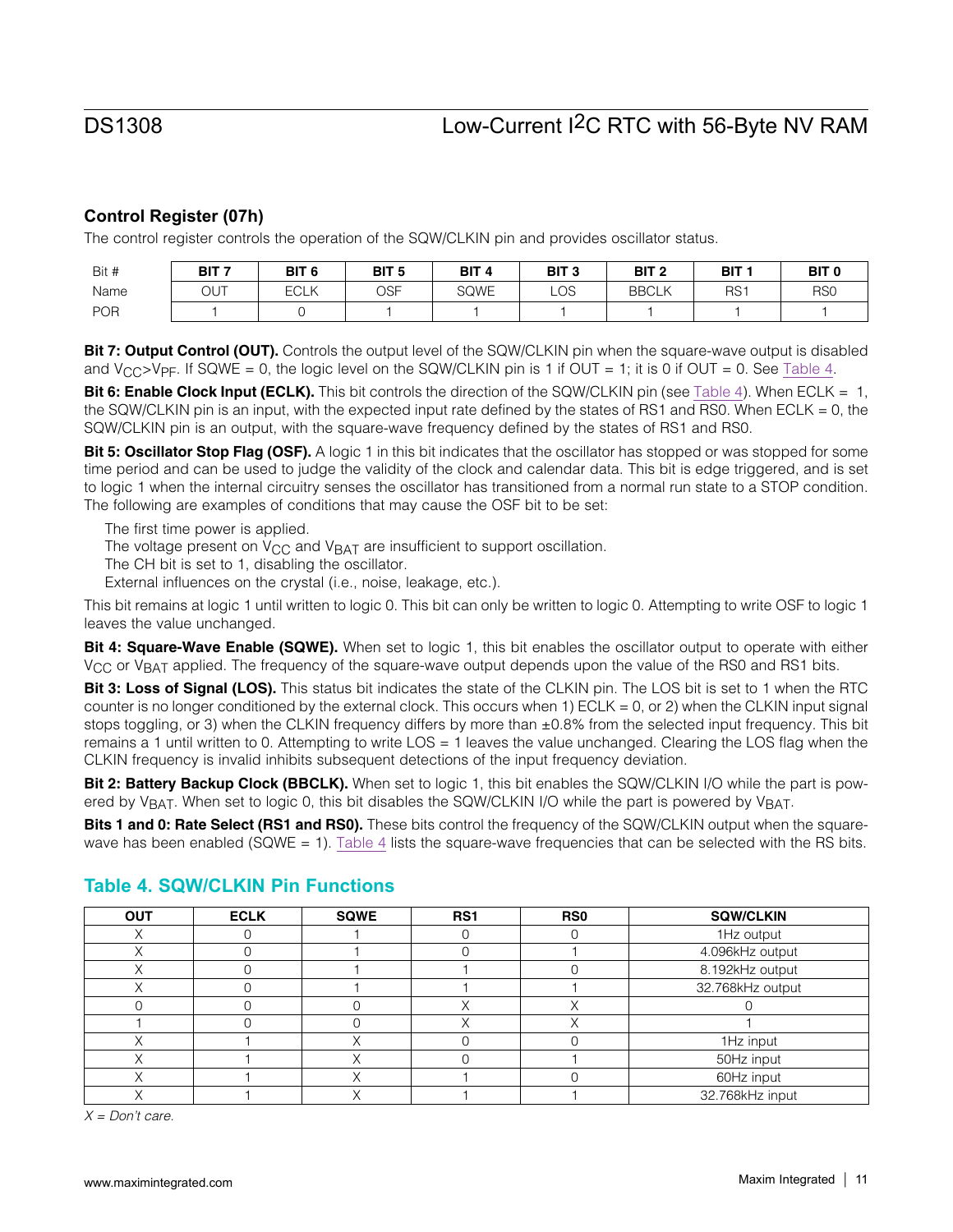### Control Register (07h)

The control register controls the operation of the SQW/CLKIN pin and provides oscillator status.

| Bit # | BIT 7 | BIT 6 | BIT 5 | BIT 4 | BIT 3 | BIT 2 | BIT 1 | BIT 0 |
|---|---|---|---|---|---|---|---|---|
| Name | OUT | ECLK | OSF | SQWE | LOS | BBCLK | RS1 | RS0 |
| POR | 1 | 0 | 1 | 1 | 1 | 1 | 1 | 1 |

**Bit 7: Output Control (OUT).** Controls the output level of the SQW/CLKIN pin when the square-wave output is disabled and $V_{CC}$>$V_{PF}$. If SQWE = 0, the logic level on the SQW/CLKIN pin is 1 if OUT = 1; it is 0 if OUT = 0. See Table 4.

**Bit 6: Enable Clock Input (ECLK).** This bit controls the direction of the SQW/CLKIN pin (see Table 4). When ECLK = 1, the SQW/CLKIN pin is an input, with the expected input rate defined by the states of RS1 and RS0. When ECLK = 0, the SQW/CLKIN pin is an output, with the square-wave frequency defined by the states of RS1 and RS0.

**Bit 5: Oscillator Stop Flag (OSF).** A logic 1 in this bit indicates that the oscillator has stopped or was stopped for some time period and can be used to judge the validity of the clock and calendar data. This bit is edge triggered, and is set to logic 1 when the internal circuitry senses the oscillator has transitioned from a normal run state to a STOP condition. The following are examples of conditions that may cause the OSF bit to be set:

The first time power is applied.
The voltage present on $V_{CC}$ and $V_{BAT}$ are insufficient to support oscillation.
The CH bit is set to 1, disabling the oscillator.
External influences on the crystal (i.e., noise, leakage, etc.).

This bit remains at logic 1 until written to logic 0. This bit can only be written to logic 0. Attempting to write OSF to logic 1 leaves the value unchanged.

**Bit 4: Square-Wave Enable (SQWE).** When set to logic 1, this bit enables the oscillator output to operate with either $V_{CC}$ or $V_{BAT}$ applied. The frequency of the square-wave output depends upon the value of the RS0 and RS1 bits.

**Bit 3: Loss of Signal (LOS).** This status bit indicates the state of the CLKIN pin. The LOS bit is set to 1 when the RTC counter is no longer conditioned by the external clock. This occurs when 1) ECLK = 0, or 2) when the CLKIN input signal stops toggling, or 3) when the CLKIN frequency differs by more than ±0.8% from the selected input frequency. This bit remains a 1 until written to 0. Attempting to write LOS = 1 leaves the value unchanged. Clearing the LOS flag when the CLKIN frequency is invalid inhibits subsequent detections of the input frequency deviation.

**Bit 2: Battery Backup Clock (BBCLK).** When set to logic 1, this bit enables the SQW/CLKIN I/O while the part is powered by $V_{BAT}$. When set to logic 0, this bit disables the SQW/CLKIN I/O while the part is powered by $V_{BAT}$.

**Bits 1 and 0: Rate Select (RS1 and RS0).** These bits control the frequency of the SQW/CLKIN output when the square-wave has been enabled (SQWE = 1). Table 4 lists the square-wave frequencies that can be selected with the RS bits.

## Table 4. SQW/CLKIN Pin Functions

| OUT | ECLK | SQWE | RS1 | RS0 | SQW/CLKIN |
|---|---|---|---|---|---|
| X | 0 | 1 | 0 | 0 | 1Hz output |
| X | 0 | 1 | 0 | 1 | 4.096kHz output |
| X | 0 | 1 | 1 | 0 | 8.192kHz output |
| X | 0 | 1 | 1 | 1 | 32.768kHz output |
| 0 | 0 | 0 | X | X | 0 |
| 1 | 0 | 0 | X | X | 1 |
| X | 1 | X | 0 | 0 | 1Hz input |
| X | 1 | X | 0 | 1 | 50Hz input |
| X | 1 | X | 1 | 0 | 60Hz input |
| X | 1 | X | 1 | 1 | 32.768kHz input |

*X = Don't care.*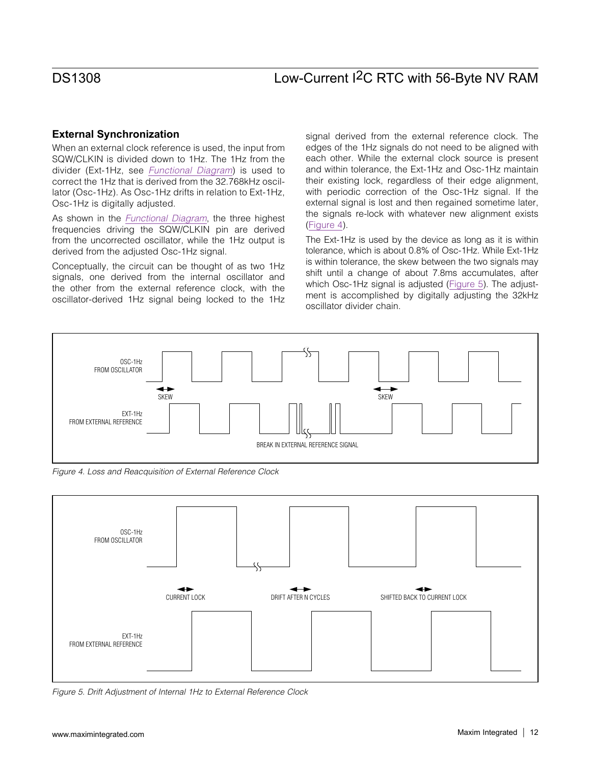### External Synchronization

When an external clock reference is used, the input from SQW/CLKIN is divided down to 1Hz. The 1Hz from the divider (Ext-1Hz, see *Functional Diagram*) is used to correct the 1Hz that is derived from the 32.768kHz oscillator (Osc-1Hz). As Osc-1Hz drifts in relation to Ext-1Hz, Osc-1Hz is digitally adjusted.

As shown in the *Functional Diagram*, the three highest frequencies driving the SQW/CLKIN pin are derived from the uncorrected oscillator, while the 1Hz output is derived from the adjusted Osc-1Hz signal.

Conceptually, the circuit can be thought of as two 1Hz signals, one derived from the internal oscillator and the other from the external reference clock, with the oscillator-derived 1Hz signal being locked to the 1Hz signal derived from the external reference clock. The edges of the 1Hz signals do not need to be aligned with each other. While the external clock source is present and within tolerance, the Ext-1Hz and Osc-1Hz maintain their existing lock, regardless of their edge alignment, with periodic correction of the Osc-1Hz signal. If the external signal is lost and then regained sometime later, the signals re-lock with whatever new alignment exists (Figure 4).

The Ext-1Hz is used by the device as long as it is within tolerance, which is about 0.8% of Osc-1Hz. While Ext-1Hz is within tolerance, the skew between the two signals may shift until a change of about 7.8ms accumulates, after which Osc-1Hz signal is adjusted (Figure 5). The adjustment is accomplished by digitally adjusting the 32kHz oscillator divider chain.

*Figure 4. Loss and Reacquisition of External Reference Clock*

*Figure 5. Drift Adjustment of Internal 1Hz to External Reference Clock*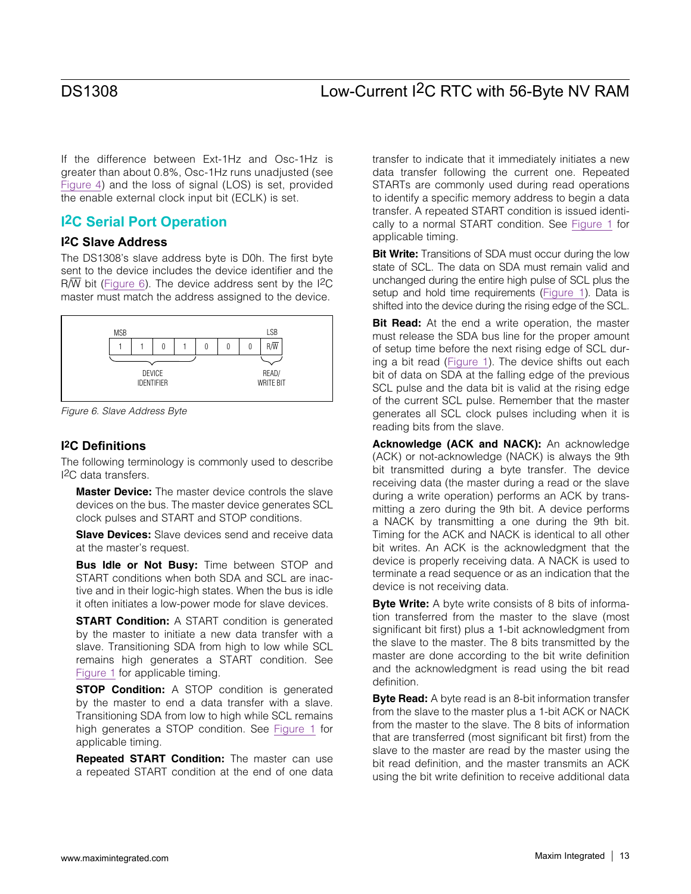If the difference between Ext-1Hz and Osc-1Hz is greater than about 0.8%, Osc-1Hz runs unadjusted (see Figure 4) and the loss of signal (LOS) is set, provided the enable external clock input bit (ECLK) is set.

## I2C Serial Port Operation

### I2C Slave Address

The DS1308's slave address byte is D0h. The first byte sent to the device includes the device identifier and the R/$\overline{W}$ bit (Figure 6). The device address sent by the I2C master must match the address assigned to the device.

| MSB |  |  |  |  |  |  | LSB |
|---|---|---|---|---|---|---|---|
| 1 | 1 | 0 | 1 | 0 | 0 | 0 | R/$\overline{W}$ |
| DEVICE IDENTIFIER |  |  |  |  |  |  | READ/WRITE BIT |

*Figure 6. Slave Address Byte*

### I2C Definitions

The following terminology is commonly used to describe I2C data transfers.

**Master Device:** The master device controls the slave devices on the bus. The master device generates SCL clock pulses and START and STOP conditions.

**Slave Devices:** Slave devices send and receive data at the master's request.

**Bus Idle or Not Busy:** Time between STOP and START conditions when both SDA and SCL are inactive and in their logic-high states. When the bus is idle it often initiates a low-power mode for slave devices.

**START Condition:** A START condition is generated by the master to initiate a new data transfer with a slave. Transitioning SDA from high to low while SCL remains high generates a START condition. See Figure 1 for applicable timing.

**STOP Condition:** A STOP condition is generated by the master to end a data transfer with a slave. Transitioning SDA from low to high while SCL remains high generates a STOP condition. See Figure 1 for applicable timing.

**Repeated START Condition:** The master can use a repeated START condition at the end of one data transfer to indicate that it immediately initiates a new data transfer following the current one. Repeated STARTs are commonly used during read operations to identify a specific memory address to begin a data transfer. A repeated START condition is issued identically to a normal START condition. See Figure 1 for applicable timing.

**Bit Write:** Transitions of SDA must occur during the low state of SCL. The data on SDA must remain valid and unchanged during the entire high pulse of SCL plus the setup and hold time requirements (Figure 1). Data is shifted into the device during the rising edge of the SCL.

**Bit Read:** At the end a write operation, the master must release the SDA bus line for the proper amount of setup time before the next rising edge of SCL during a bit read (Figure 1). The device shifts out each bit of data on SDA at the falling edge of the previous SCL pulse and the data bit is valid at the rising edge of the current SCL pulse. Remember that the master generates all SCL clock pulses including when it is reading bits from the slave.

**Acknowledge (ACK and NACK):** An acknowledge (ACK) or not-acknowledge (NACK) is always the 9th bit transmitted during a byte transfer. The device receiving data (the master during a read or the slave during a write operation) performs an ACK by transmitting a zero during the 9th bit. A device performs a NACK by transmitting a one during the 9th bit. Timing for the ACK and NACK is identical to all other bit writes. An ACK is the acknowledgment that the device is properly receiving data. A NACK is used to terminate a read sequence or as an indication that the device is not receiving data.

**Byte Write:** A byte write consists of 8 bits of information transferred from the master to the slave (most significant bit first) plus a 1-bit acknowledgment from the slave to the master. The 8 bits transmitted by the master are done according to the bit write definition and the acknowledgment is read using the bit read definition.

**Byte Read:** A byte read is an 8-bit information transfer from the slave to the master plus a 1-bit ACK or NACK from the master to the slave. The 8 bits of information that are transferred (most significant bit first) from the slave to the master are read by the master using the bit read definition, and the master transmits an ACK using the bit write definition to receive additional data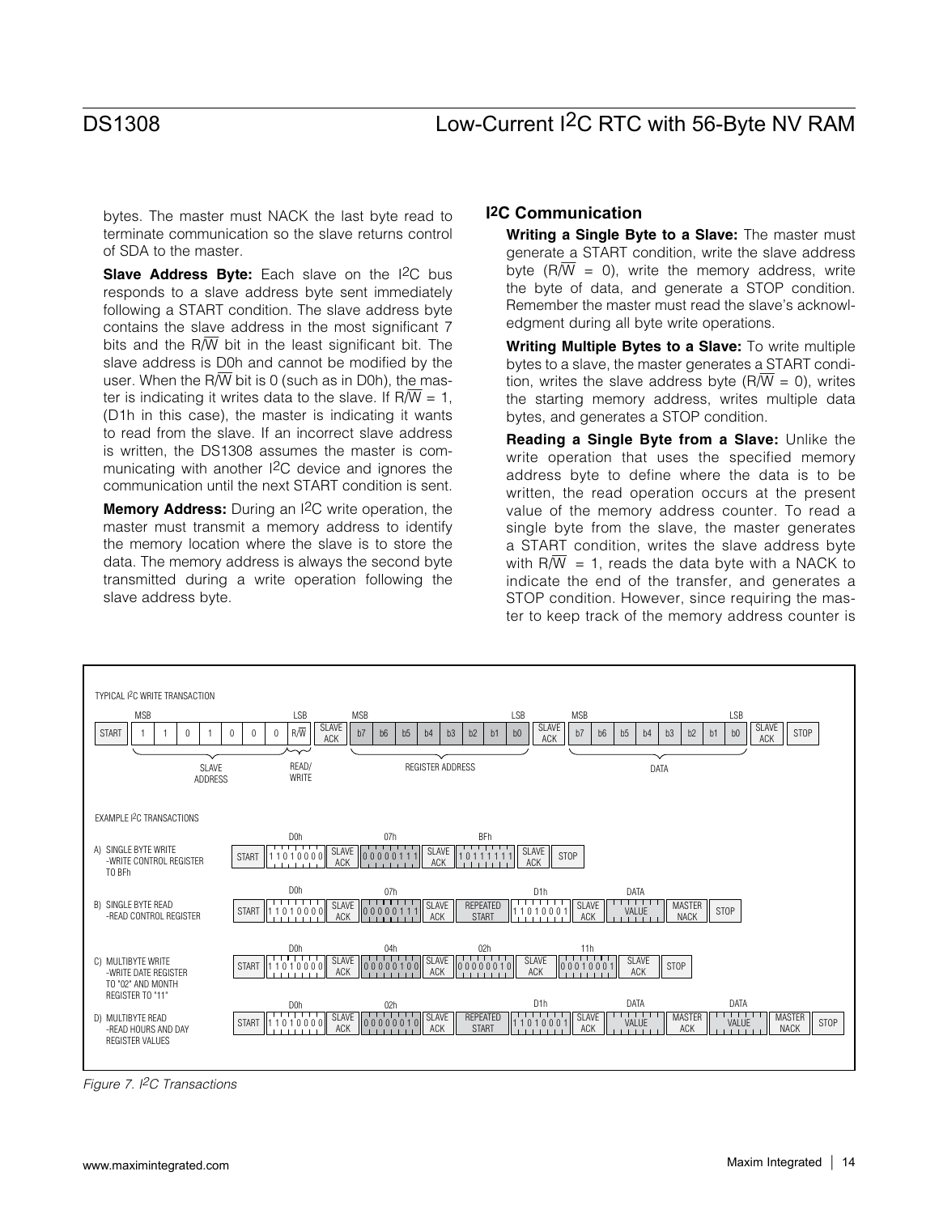bytes. The master must NACK the last byte read to terminate communication so the slave returns control of SDA to the master.

**Slave Address Byte:** Each slave on the I2C bus responds to a slave address byte sent immediately following a START condition. The slave address byte contains the slave address in the most significant 7 bits and the R/W bit in the least significant bit. The slave address is D0h and cannot be modified by the user. When the R/W bit is 0 (such as in D0h), the master is indicating it writes data to the slave. If R/W = 1, (D1h in this case), the master is indicating it wants to read from the slave. If an incorrect slave address is written, the DS1308 assumes the master is communicating with another I2C device and ignores the communication until the next START condition is sent.

**Memory Address:** During an I2C write operation, the master must transmit a memory address to identify the memory location where the slave is to store the data. The memory address is always the second byte transmitted during a write operation following the slave address byte.

## I2C Communication

**Writing a Single Byte to a Slave:** The master must generate a START condition, write the slave address byte (R/W = 0), write the memory address, write the byte of data, and generate a STOP condition. Remember the master must read the slave's acknowledgment during all byte write operations.

**Writing Multiple Bytes to a Slave:** To write multiple bytes to a slave, the master generates a START condition, writes the slave address byte (R/W = 0), writes the starting memory address, writes multiple data bytes, and generates a STOP condition.

**Reading a Single Byte from a Slave:** Unlike the write operation that uses the specified memory address byte to define where the data is to be written, the read operation occurs at the present value of the memory address counter. To read a single byte from the slave, the master generates a START condition, writes the slave address byte with R/W = 1, reads the data byte with a NACK to indicate the end of the transfer, and generates a STOP condition. However, since requiring the master to keep track of the memory address counter is

TYPICAL I2C WRITE TRANSACTION

START | 1 1 0 1 0 0 0 (SLAVE ADDRESS, MSB) | R/W (READ/WRITE, LSB) | SLAVE ACK | b7 b6 b5 b4 b3 b2 b1 b0 (REGISTER ADDRESS, MSB–LSB) | SLAVE ACK | b7 b6 b5 b4 b3 b2 b1 b0 (DATA, MSB–LSB) | SLAVE ACK | STOP

EXAMPLE I2C TRANSACTIONS

A) SINGLE BYTE WRITE -WRITE CONTROL REGISTER TO BFh: START | 11010000 (D0h) | SLAVE ACK | 00000111 (07h) | SLAVE ACK | 10111111 (BFh) | SLAVE ACK | STOP

B) SINGLE BYTE READ -READ CONTROL REGISTER: START | 11010000 (D0h) | SLAVE ACK | 00000111 (07h) | SLAVE ACK | REPEATED START | 11010001 (D1h) | SLAVE ACK | VALUE (DATA) | MASTER NACK | STOP

C) MULTIBYTE WRITE -WRITE DATE REGISTER TO "02" AND MONTH REGISTER TO "11": START | 11010000 (D0h) | SLAVE ACK | 00000100 (04h) | SLAVE ACK | 00000010 (02h) | SLAVE ACK | 00010001 (11h) | SLAVE ACK | STOP

D) MULTIBYTE READ -READ HOURS AND DAY REGISTER VALUES: START | 11010000 (D0h) | SLAVE ACK | 00000010 (02h) | SLAVE ACK | REPEATED START | 11010001 (D1h) | SLAVE ACK | VALUE (DATA) | MASTER ACK | VALUE (DATA) | MASTER NACK | STOP

*Figure 7. I2C Transactions*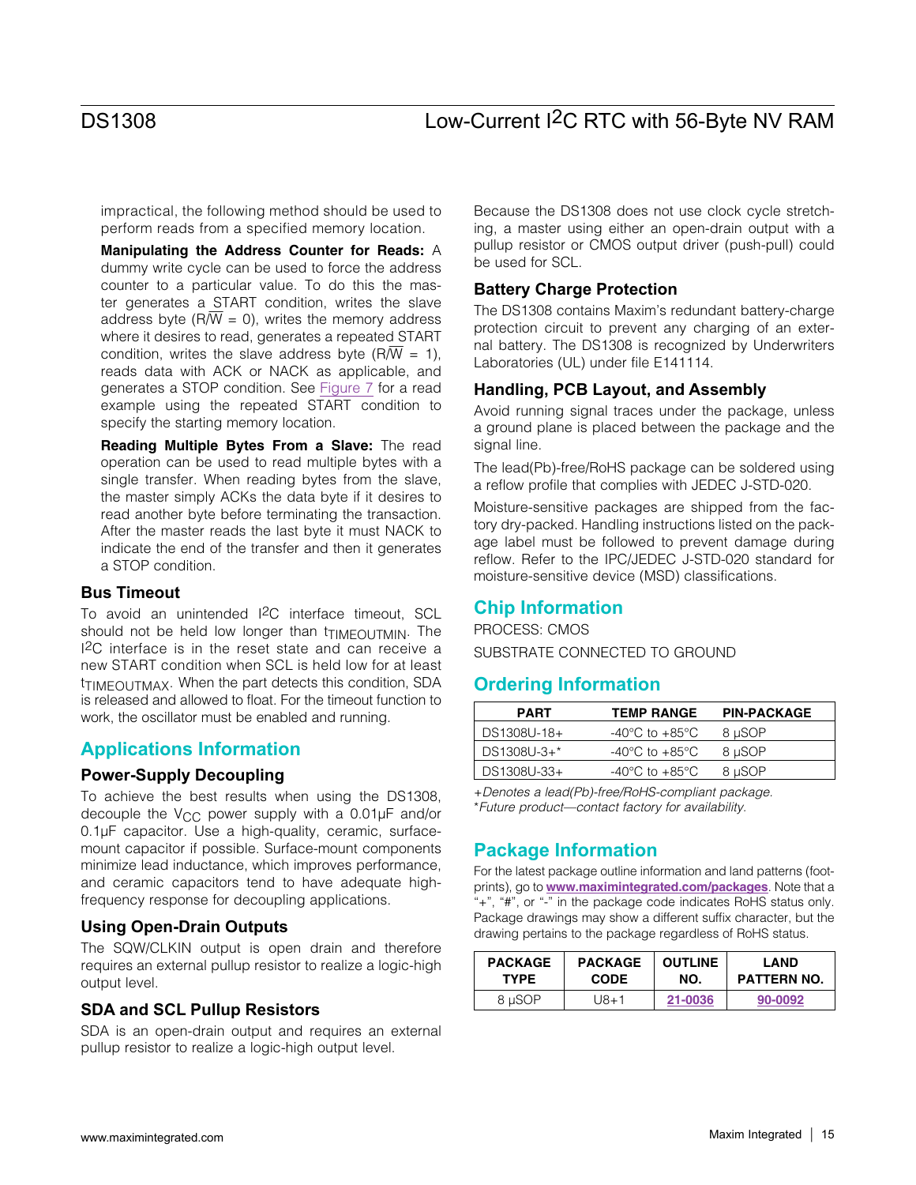impractical, the following method should be used to perform reads from a specified memory location.

**Manipulating the Address Counter for Reads:** A dummy write cycle can be used to force the address counter to a particular value. To do this the master generates a START condition, writes the slave address byte (R/$\overline{W}$ = 0), writes the memory address where it desires to read, generates a repeated START condition, writes the slave address byte (R/$\overline{W}$ = 1), reads data with ACK or NACK as applicable, and generates a STOP condition. See Figure 7 for a read example using the repeated START condition to specify the starting memory location.

**Reading Multiple Bytes From a Slave:** The read operation can be used to read multiple bytes with a single transfer. When reading bytes from the slave, the master simply ACKs the data byte if it desires to read another byte before terminating the transaction. After the master reads the last byte it must NACK to indicate the end of the transfer and then it generates a STOP condition.

### Bus Timeout

To avoid an unintended $I^2C$ interface timeout, SCL should not be held low longer than $t_{TIMEOUTMIN}$. The $I^2C$ interface is in the reset state and can receive a new START condition when SCL is held low for at least $t_{TIMEOUTMAX}$. When the part detects this condition, SDA is released and allowed to float. For the timeout function to work, the oscillator must be enabled and running.

## Applications Information

### Power-Supply Decoupling

To achieve the best results when using the DS1308, decouple the $V_{CC}$ power supply with a 0.01µF and/or 0.1µF capacitor. Use a high-quality, ceramic, surface-mount capacitor if possible. Surface-mount components minimize lead inductance, which improves performance, and ceramic capacitors tend to have adequate high-frequency response for decoupling applications.

### Using Open-Drain Outputs

The SQW/CLKIN output is open drain and therefore requires an external pullup resistor to realize a logic-high output level.

### SDA and SCL Pullup Resistors

SDA is an open-drain output and requires an external pullup resistor to realize a logic-high output level.

Because the DS1308 does not use clock cycle stretching, a master using either an open-drain output with a pullup resistor or CMOS output driver (push-pull) could be used for SCL.

### Battery Charge Protection

The DS1308 contains Maxim's redundant battery-charge protection circuit to prevent any charging of an external battery. The DS1308 is recognized by Underwriters Laboratories (UL) under file E141114.

### Handling, PCB Layout, and Assembly

Avoid running signal traces under the package, unless a ground plane is placed between the package and the signal line.

The lead(Pb)-free/RoHS package can be soldered using a reflow profile that complies with JEDEC J-STD-020.

Moisture-sensitive packages are shipped from the factory dry-packed. Handling instructions listed on the package label must be followed to prevent damage during reflow. Refer to the IPC/JEDEC J-STD-020 standard for moisture-sensitive device (MSD) classifications.

## Chip Information

PROCESS: CMOS

SUBSTRATE CONNECTED TO GROUND

## Ordering Information

| PART | TEMP RANGE | PIN-PACKAGE |
|---|---|---|
| DS1308U-18+ | -40°C to +85°C | 8 µSOP |
| DS1308U-3+* | -40°C to +85°C | 8 µSOP |
| DS1308U-33+ | -40°C to +85°C | 8 µSOP |

*+Denotes a lead(Pb)-free/RoHS-compliant package.*
*\*Future product—contact factory for availability.*

## Package Information

For the latest package outline information and land patterns (footprints), go to **www.maximintegrated.com/packages**. Note that a "+", "#", or "-" in the package code indicates RoHS status only. Package drawings may show a different suffix character, but the drawing pertains to the package regardless of RoHS status.

| PACKAGE TYPE | PACKAGE CODE | OUTLINE NO. | LAND PATTERN NO. |
|---|---|---|---|
| 8 µSOP | U8+1 | 21-0036 | 90-0092 |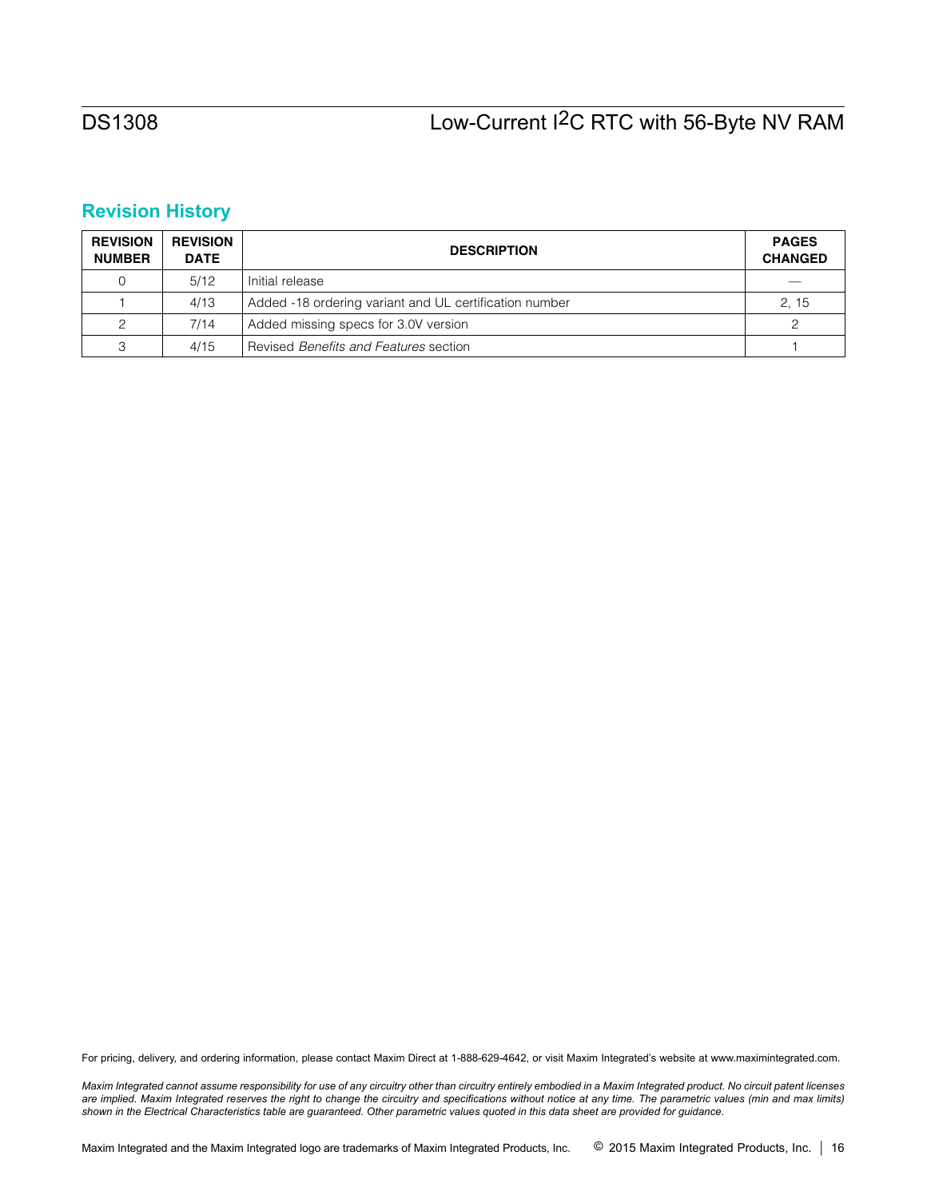## Revision History

| REVISION NUMBER | REVISION DATE | DESCRIPTION | PAGES CHANGED |
|---|---|---|---|
| 0 | 5/12 | Initial release | — |
| 1 | 4/13 | Added -18 ordering variant and UL certification number | 2, 15 |
| 2 | 7/14 | Added missing specs for 3.0V version | 2 |
| 3 | 4/15 | Revised *Benefits and Features* section | 1 |

For pricing, delivery, and ordering information, please contact Maxim Direct at 1-888-629-4642, or visit Maxim Integrated's website at www.maximintegrated.com.

*Maxim Integrated cannot assume responsibility for use of any circuitry other than circuitry entirely embodied in a Maxim Integrated product. No circuit patent licenses are implied. Maxim Integrated reserves the right to change the circuitry and specifications without notice at any time. The parametric values (min and max limits) shown in the Electrical Characteristics table are guaranteed. Other parametric values quoted in this data sheet are provided for guidance.*

Maxim Integrated and the Maxim Integrated logo are trademarks of Maxim Integrated Products, Inc. © 2015 Maxim Integrated Products, Inc.